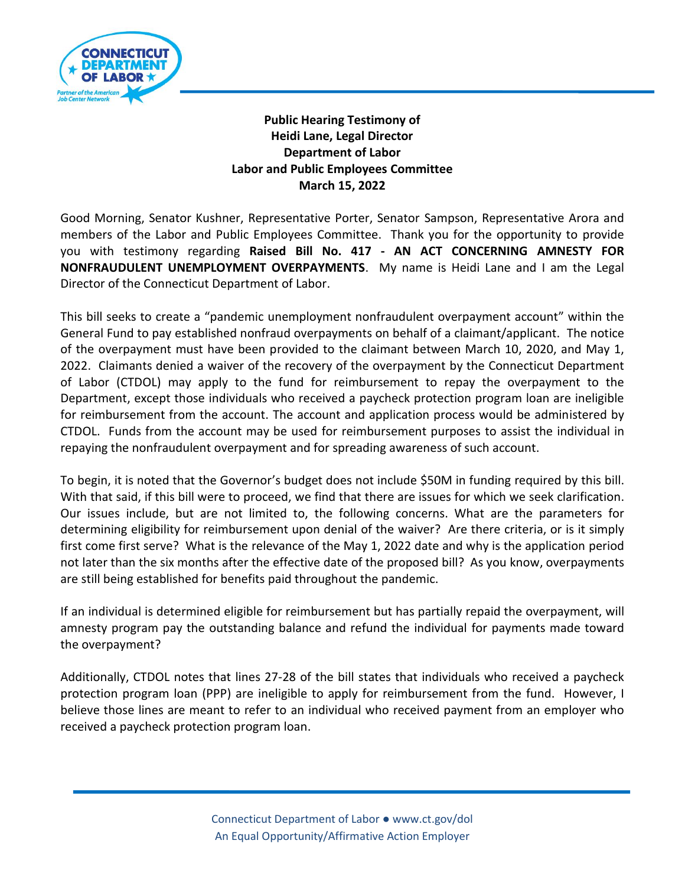**Public Hearing Testimony of**
**Heidi Lane, Legal Director**
**Department of Labor**
**Labor and Public Employees Committee**
**March 15, 2022**

Good Morning, Senator Kushner, Representative Porter, Senator Sampson, Representative Arora and members of the Labor and Public Employees Committee. Thank you for the opportunity to provide you with testimony regarding **Raised Bill No. 417 - AN ACT CONCERNING AMNESTY FOR NONFRAUDULENT UNEMPLOYMENT OVERPAYMENTS**. My name is Heidi Lane and I am the Legal Director of the Connecticut Department of Labor.

This bill seeks to create a "pandemic unemployment nonfraudulent overpayment account" within the General Fund to pay established nonfraud overpayments on behalf of a claimant/applicant. The notice of the overpayment must have been provided to the claimant between March 10, 2020, and May 1, 2022. Claimants denied a waiver of the recovery of the overpayment by the Connecticut Department of Labor (CTDOL) may apply to the fund for reimbursement to repay the overpayment to the Department, except those individuals who received a paycheck protection program loan are ineligible for reimbursement from the account. The account and application process would be administered by CTDOL. Funds from the account may be used for reimbursement purposes to assist the individual in repaying the nonfraudulent overpayment and for spreading awareness of such account.

To begin, it is noted that the Governor's budget does not include $50M in funding required by this bill. With that said, if this bill were to proceed, we find that there are issues for which we seek clarification. Our issues include, but are not limited to, the following concerns. What are the parameters for determining eligibility for reimbursement upon denial of the waiver? Are there criteria, or is it simply first come first serve? What is the relevance of the May 1, 2022 date and why is the application period not later than the six months after the effective date of the proposed bill? As you know, overpayments are still being established for benefits paid throughout the pandemic.

If an individual is determined eligible for reimbursement but has partially repaid the overpayment, will amnesty program pay the outstanding balance and refund the individual for payments made toward the overpayment?

Additionally, CTDOL notes that lines 27-28 of the bill states that individuals who received a paycheck protection program loan (PPP) are ineligible to apply for reimbursement from the fund. However, I believe those lines are meant to refer to an individual who received payment from an employer who received a paycheck protection program loan.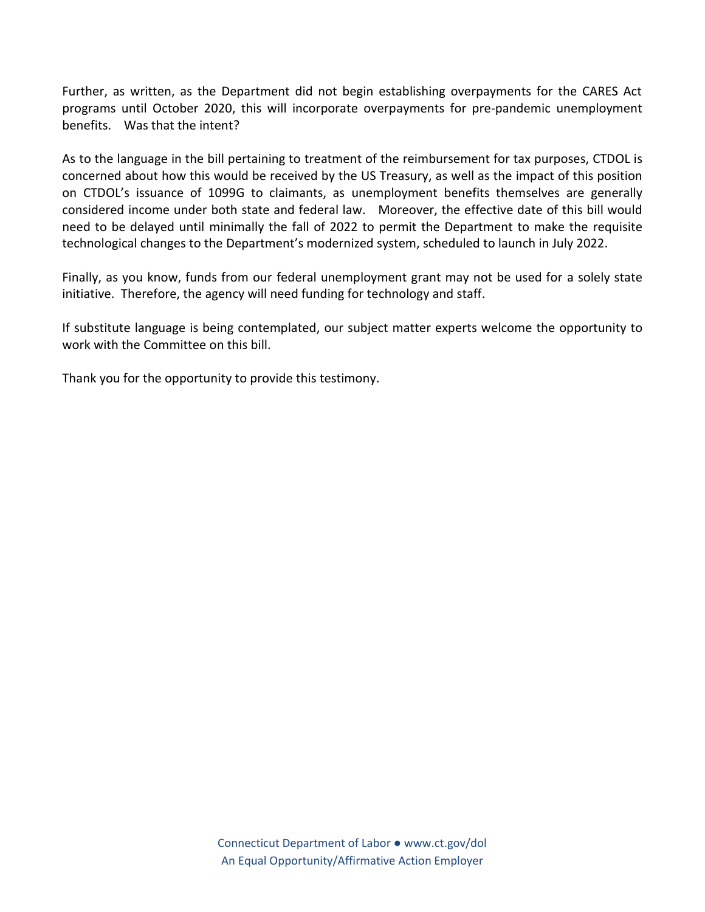Further, as written, as the Department did not begin establishing overpayments for the CARES Act programs until October 2020, this will incorporate overpayments for pre-pandemic unemployment benefits. Was that the intent?

As to the language in the bill pertaining to treatment of the reimbursement for tax purposes, CTDOL is concerned about how this would be received by the US Treasury, as well as the impact of this position on CTDOL's issuance of 1099G to claimants, as unemployment benefits themselves are generally considered income under both state and federal law. Moreover, the effective date of this bill would need to be delayed until minimally the fall of 2022 to permit the Department to make the requisite technological changes to the Department's modernized system, scheduled to launch in July 2022.

Finally, as you know, funds from our federal unemployment grant may not be used for a solely state initiative. Therefore, the agency will need funding for technology and staff.

If substitute language is being contemplated, our subject matter experts welcome the opportunity to work with the Committee on this bill.

Thank you for the opportunity to provide this testimony.